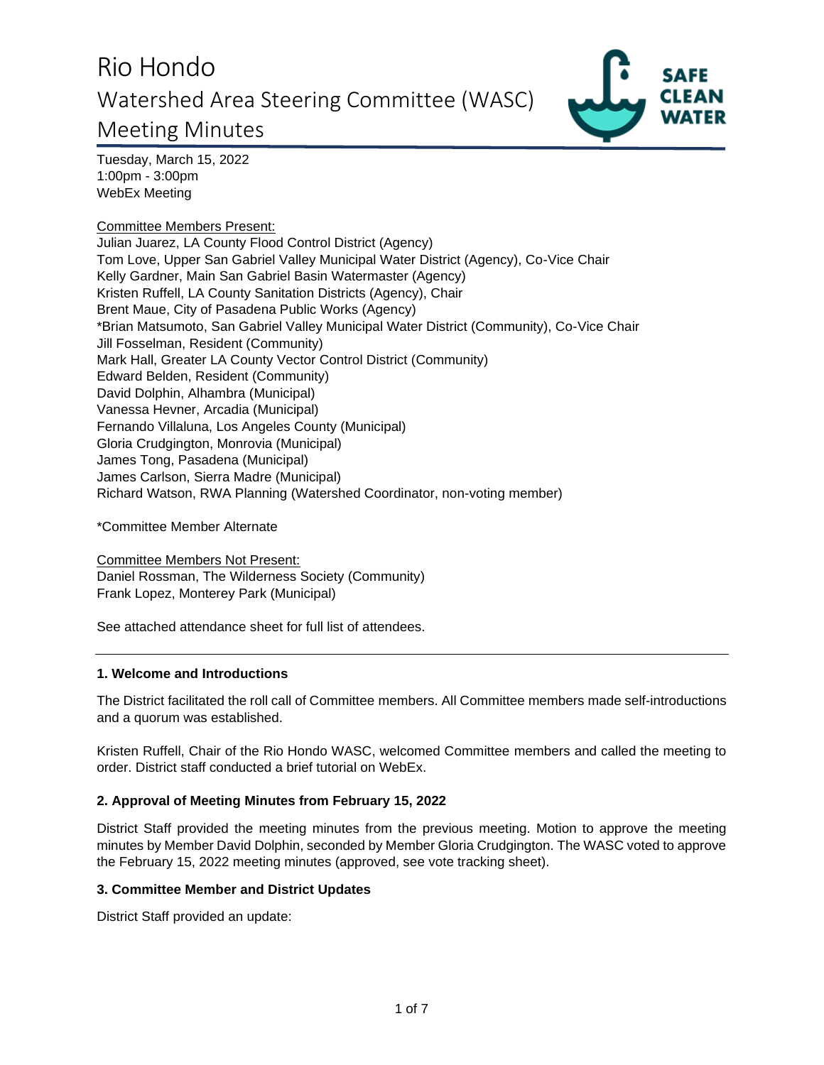# Rio Hondo
## Watershed Area Steering Committee (WASC)
## Meeting Minutes

Tuesday, March 15, 2022
1:00pm - 3:00pm
WebEx Meeting

Committee Members Present:
Julian Juarez, LA County Flood Control District (Agency)
Tom Love, Upper San Gabriel Valley Municipal Water District (Agency), Co-Vice Chair
Kelly Gardner, Main San Gabriel Basin Watermaster (Agency)
Kristen Ruffell, LA County Sanitation Districts (Agency), Chair
Brent Maue, City of Pasadena Public Works (Agency)
*Brian Matsumoto, San Gabriel Valley Municipal Water District (Community), Co-Vice Chair
Jill Fosselman, Resident (Community)
Mark Hall, Greater LA County Vector Control District (Community)
Edward Belden, Resident (Community)
David Dolphin, Alhambra (Municipal)
Vanessa Hevner, Arcadia (Municipal)
Fernando Villaluna, Los Angeles County (Municipal)
Gloria Crudgington, Monrovia (Municipal)
James Tong, Pasadena (Municipal)
James Carlson, Sierra Madre (Municipal)
Richard Watson, RWA Planning (Watershed Coordinator, non-voting member)

*Committee Member Alternate

Committee Members Not Present:
Daniel Rossman, The Wilderness Society (Community)
Frank Lopez, Monterey Park (Municipal)

See attached attendance sheet for full list of attendees.

---

### 1. Welcome and Introductions

The District facilitated the roll call of Committee members. All Committee members made self-introductions and a quorum was established.

Kristen Ruffell, Chair of the Rio Hondo WASC, welcomed Committee members and called the meeting to order. District staff conducted a brief tutorial on WebEx.

### 2. Approval of Meeting Minutes from February 15, 2022

District Staff provided the meeting minutes from the previous meeting. Motion to approve the meeting minutes by Member David Dolphin, seconded by Member Gloria Crudgington. The WASC voted to approve the February 15, 2022 meeting minutes (approved, see vote tracking sheet).

### 3. Committee Member and District Updates

District Staff provided an update: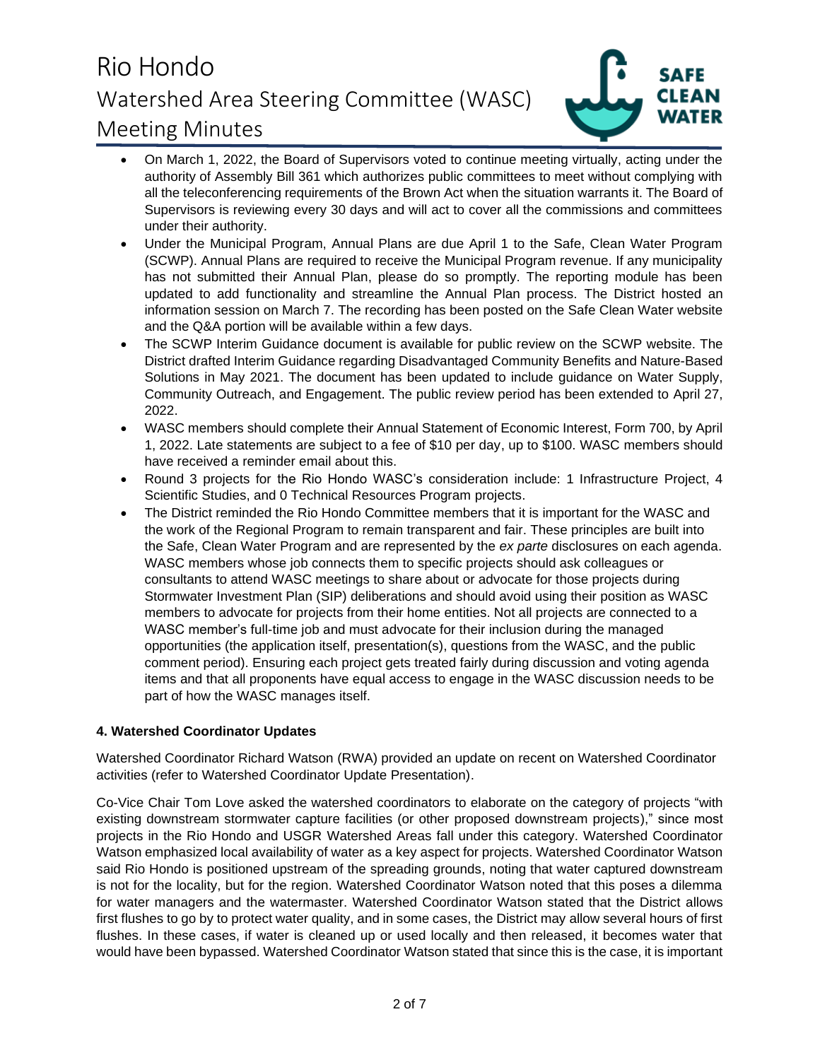- On March 1, 2022, the Board of Supervisors voted to continue meeting virtually, acting under the authority of Assembly Bill 361 which authorizes public committees to meet without complying with all the teleconferencing requirements of the Brown Act when the situation warrants it. The Board of Supervisors is reviewing every 30 days and will act to cover all the commissions and committees under their authority.
- Under the Municipal Program, Annual Plans are due April 1 to the Safe, Clean Water Program (SCWP). Annual Plans are required to receive the Municipal Program revenue. If any municipality has not submitted their Annual Plan, please do so promptly. The reporting module has been updated to add functionality and streamline the Annual Plan process. The District hosted an information session on March 7. The recording has been posted on the Safe Clean Water website and the Q&A portion will be available within a few days.
- The SCWP Interim Guidance document is available for public review on the SCWP website. The District drafted Interim Guidance regarding Disadvantaged Community Benefits and Nature-Based Solutions in May 2021. The document has been updated to include guidance on Water Supply, Community Outreach, and Engagement. The public review period has been extended to April 27, 2022.
- WASC members should complete their Annual Statement of Economic Interest, Form 700, by April 1, 2022. Late statements are subject to a fee of $10 per day, up to $100. WASC members should have received a reminder email about this.
- Round 3 projects for the Rio Hondo WASC's consideration include: 1 Infrastructure Project, 4 Scientific Studies, and 0 Technical Resources Program projects.
- The District reminded the Rio Hondo Committee members that it is important for the WASC and the work of the Regional Program to remain transparent and fair. These principles are built into the Safe, Clean Water Program and are represented by the *ex parte* disclosures on each agenda. WASC members whose job connects them to specific projects should ask colleagues or consultants to attend WASC meetings to share about or advocate for those projects during Stormwater Investment Plan (SIP) deliberations and should avoid using their position as WASC members to advocate for projects from their home entities. Not all projects are connected to a WASC member's full-time job and must advocate for their inclusion during the managed opportunities (the application itself, presentation(s), questions from the WASC, and the public comment period). Ensuring each project gets treated fairly during discussion and voting agenda items and that all proponents have equal access to engage in the WASC discussion needs to be part of how the WASC manages itself.

**4. Watershed Coordinator Updates**

Watershed Coordinator Richard Watson (RWA) provided an update on recent on Watershed Coordinator activities (refer to Watershed Coordinator Update Presentation).

Co-Vice Chair Tom Love asked the watershed coordinators to elaborate on the category of projects "with existing downstream stormwater capture facilities (or other proposed downstream projects)," since most projects in the Rio Hondo and USGR Watershed Areas fall under this category. Watershed Coordinator Watson emphasized local availability of water as a key aspect for projects. Watershed Coordinator Watson said Rio Hondo is positioned upstream of the spreading grounds, noting that water captured downstream is not for the locality, but for the region. Watershed Coordinator Watson noted that this poses a dilemma for water managers and the watermaster. Watershed Coordinator Watson stated that the District allows first flushes to go by to protect water quality, and in some cases, the District may allow several hours of first flushes. In these cases, if water is cleaned up or used locally and then released, it becomes water that would have been bypassed. Watershed Coordinator Watson stated that since this is the case, it is important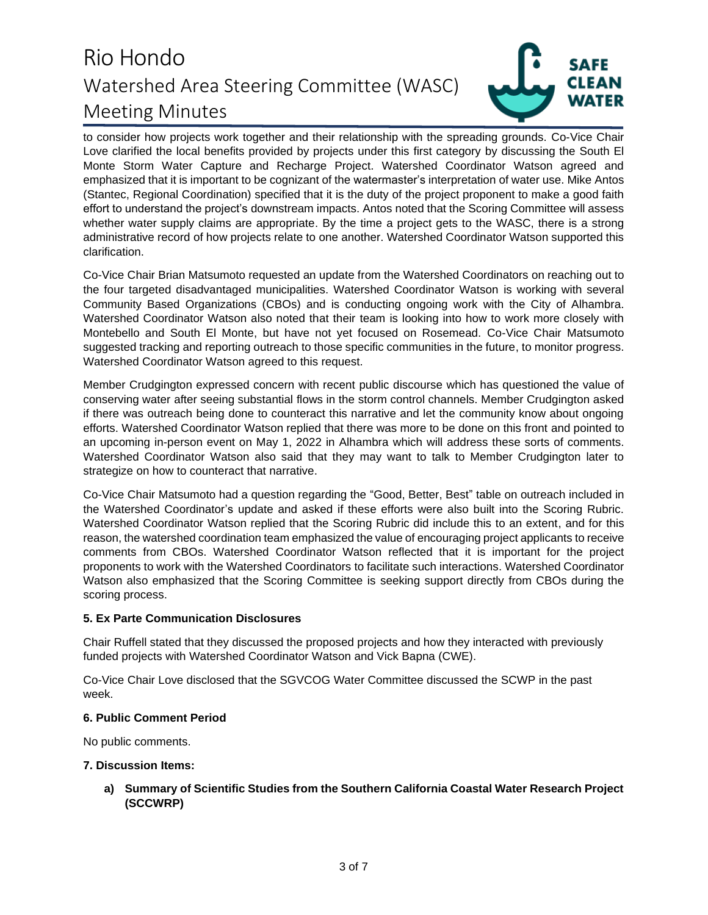to consider how projects work together and their relationship with the spreading grounds. Co-Vice Chair Love clarified the local benefits provided by projects under this first category by discussing the South El Monte Storm Water Capture and Recharge Project. Watershed Coordinator Watson agreed and emphasized that it is important to be cognizant of the watermaster's interpretation of water use. Mike Antos (Stantec, Regional Coordination) specified that it is the duty of the project proponent to make a good faith effort to understand the project's downstream impacts. Antos noted that the Scoring Committee will assess whether water supply claims are appropriate. By the time a project gets to the WASC, there is a strong administrative record of how projects relate to one another. Watershed Coordinator Watson supported this clarification.

Co-Vice Chair Brian Matsumoto requested an update from the Watershed Coordinators on reaching out to the four targeted disadvantaged municipalities. Watershed Coordinator Watson is working with several Community Based Organizations (CBOs) and is conducting ongoing work with the City of Alhambra. Watershed Coordinator Watson also noted that their team is looking into how to work more closely with Montebello and South El Monte, but have not yet focused on Rosemead. Co-Vice Chair Matsumoto suggested tracking and reporting outreach to those specific communities in the future, to monitor progress. Watershed Coordinator Watson agreed to this request.

Member Crudgington expressed concern with recent public discourse which has questioned the value of conserving water after seeing substantial flows in the storm control channels. Member Crudgington asked if there was outreach being done to counteract this narrative and let the community know about ongoing efforts. Watershed Coordinator Watson replied that there was more to be done on this front and pointed to an upcoming in-person event on May 1, 2022 in Alhambra which will address these sorts of comments. Watershed Coordinator Watson also said that they may want to talk to Member Crudgington later to strategize on how to counteract that narrative.

Co-Vice Chair Matsumoto had a question regarding the "Good, Better, Best" table on outreach included in the Watershed Coordinator's update and asked if these efforts were also built into the Scoring Rubric. Watershed Coordinator Watson replied that the Scoring Rubric did include this to an extent, and for this reason, the watershed coordination team emphasized the value of encouraging project applicants to receive comments from CBOs. Watershed Coordinator Watson reflected that it is important for the project proponents to work with the Watershed Coordinators to facilitate such interactions. Watershed Coordinator Watson also emphasized that the Scoring Committee is seeking support directly from CBOs during the scoring process.

**5. Ex Parte Communication Disclosures**

Chair Ruffell stated that they discussed the proposed projects and how they interacted with previously funded projects with Watershed Coordinator Watson and Vick Bapna (CWE).

Co-Vice Chair Love disclosed that the SGVCOG Water Committee discussed the SCWP in the past week.

**6. Public Comment Period**

No public comments.

**7. Discussion Items:**

**a) Summary of Scientific Studies from the Southern California Coastal Water Research Project (SCCWRP)**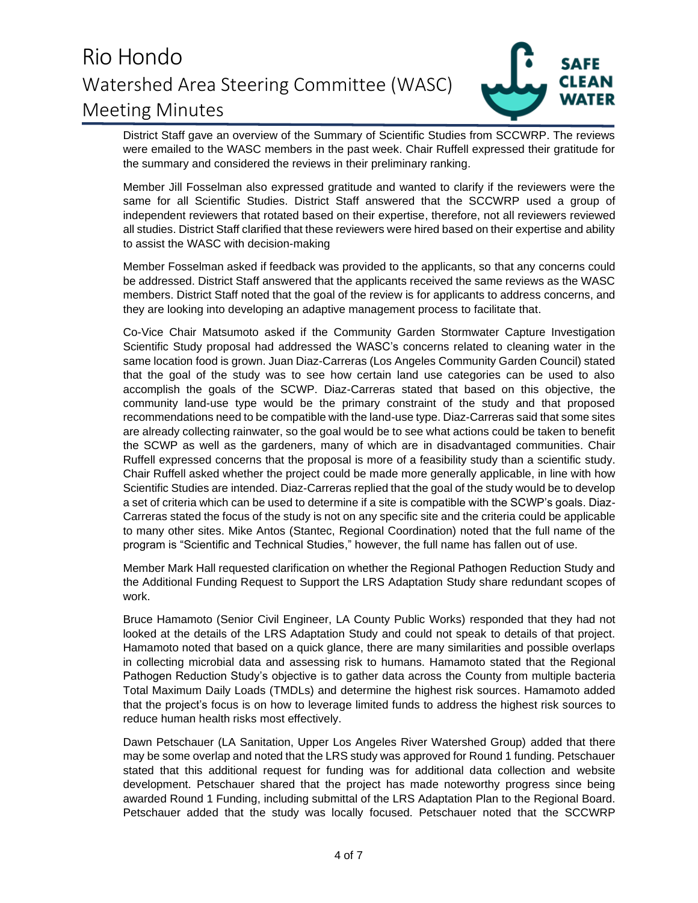District Staff gave an overview of the Summary of Scientific Studies from SCCWRP. The reviews were emailed to the WASC members in the past week. Chair Ruffell expressed their gratitude for the summary and considered the reviews in their preliminary ranking.

Member Jill Fosselman also expressed gratitude and wanted to clarify if the reviewers were the same for all Scientific Studies. District Staff answered that the SCCWRP used a group of independent reviewers that rotated based on their expertise, therefore, not all reviewers reviewed all studies. District Staff clarified that these reviewers were hired based on their expertise and ability to assist the WASC with decision-making

Member Fosselman asked if feedback was provided to the applicants, so that any concerns could be addressed. District Staff answered that the applicants received the same reviews as the WASC members. District Staff noted that the goal of the review is for applicants to address concerns, and they are looking into developing an adaptive management process to facilitate that.

Co-Vice Chair Matsumoto asked if the Community Garden Stormwater Capture Investigation Scientific Study proposal had addressed the WASC's concerns related to cleaning water in the same location food is grown. Juan Diaz-Carreras (Los Angeles Community Garden Council) stated that the goal of the study was to see how certain land use categories can be used to also accomplish the goals of the SCWP. Diaz-Carreras stated that based on this objective, the community land-use type would be the primary constraint of the study and that proposed recommendations need to be compatible with the land-use type. Diaz-Carreras said that some sites are already collecting rainwater, so the goal would be to see what actions could be taken to benefit the SCWP as well as the gardeners, many of which are in disadvantaged communities. Chair Ruffell expressed concerns that the proposal is more of a feasibility study than a scientific study. Chair Ruffell asked whether the project could be made more generally applicable, in line with how Scientific Studies are intended. Diaz-Carreras replied that the goal of the study would be to develop a set of criteria which can be used to determine if a site is compatible with the SCWP's goals. Diaz-Carreras stated the focus of the study is not on any specific site and the criteria could be applicable to many other sites. Mike Antos (Stantec, Regional Coordination) noted that the full name of the program is "Scientific and Technical Studies," however, the full name has fallen out of use.

Member Mark Hall requested clarification on whether the Regional Pathogen Reduction Study and the Additional Funding Request to Support the LRS Adaptation Study share redundant scopes of work.

Bruce Hamamoto (Senior Civil Engineer, LA County Public Works) responded that they had not looked at the details of the LRS Adaptation Study and could not speak to details of that project. Hamamoto noted that based on a quick glance, there are many similarities and possible overlaps in collecting microbial data and assessing risk to humans. Hamamoto stated that the Regional Pathogen Reduction Study's objective is to gather data across the County from multiple bacteria Total Maximum Daily Loads (TMDLs) and determine the highest risk sources. Hamamoto added that the project's focus is on how to leverage limited funds to address the highest risk sources to reduce human health risks most effectively.

Dawn Petschauer (LA Sanitation, Upper Los Angeles River Watershed Group) added that there may be some overlap and noted that the LRS study was approved for Round 1 funding. Petschauer stated that this additional request for funding was for additional data collection and website development. Petschauer shared that the project has made noteworthy progress since being awarded Round 1 Funding, including submittal of the LRS Adaptation Plan to the Regional Board. Petschauer added that the study was locally focused. Petschauer noted that the SCCWRP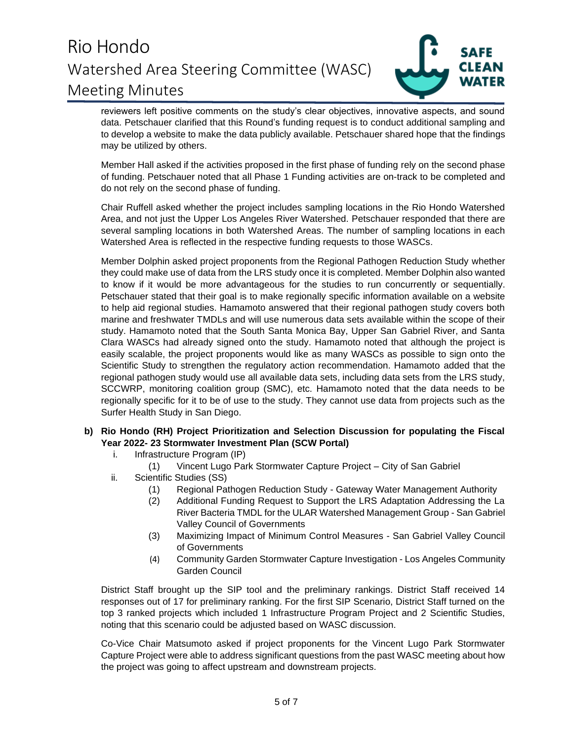reviewers left positive comments on the study's clear objectives, innovative aspects, and sound data. Petschauer clarified that this Round's funding request is to conduct additional sampling and to develop a website to make the data publicly available. Petschauer shared hope that the findings may be utilized by others.

Member Hall asked if the activities proposed in the first phase of funding rely on the second phase of funding. Petschauer noted that all Phase 1 Funding activities are on-track to be completed and do not rely on the second phase of funding.

Chair Ruffell asked whether the project includes sampling locations in the Rio Hondo Watershed Area, and not just the Upper Los Angeles River Watershed. Petschauer responded that there are several sampling locations in both Watershed Areas. The number of sampling locations in each Watershed Area is reflected in the respective funding requests to those WASCs.

Member Dolphin asked project proponents from the Regional Pathogen Reduction Study whether they could make use of data from the LRS study once it is completed. Member Dolphin also wanted to know if it would be more advantageous for the studies to run concurrently or sequentially. Petschauer stated that their goal is to make regionally specific information available on a website to help aid regional studies. Hamamoto answered that their regional pathogen study covers both marine and freshwater TMDLs and will use numerous data sets available within the scope of their study. Hamamoto noted that the South Santa Monica Bay, Upper San Gabriel River, and Santa Clara WASCs had already signed onto the study. Hamamoto noted that although the project is easily scalable, the project proponents would like as many WASCs as possible to sign onto the Scientific Study to strengthen the regulatory action recommendation. Hamamoto added that the regional pathogen study would use all available data sets, including data sets from the LRS study, SCCWRP, monitoring coalition group (SMC), etc. Hamamoto noted that the data needs to be regionally specific for it to be of use to the study. They cannot use data from projects such as the Surfer Health Study in San Diego.

**b) Rio Hondo (RH) Project Prioritization and Selection Discussion for populating the Fiscal Year 2022- 23 Stormwater Investment Plan (SCW Portal)**

- i. Infrastructure Program (IP)
  - (1) Vincent Lugo Park Stormwater Capture Project – City of San Gabriel
- ii. Scientific Studies (SS)
  - (1) Regional Pathogen Reduction Study - Gateway Water Management Authority
  - (2) Additional Funding Request to Support the LRS Adaptation Addressing the La River Bacteria TMDL for the ULAR Watershed Management Group - San Gabriel Valley Council of Governments
  - (3) Maximizing Impact of Minimum Control Measures - San Gabriel Valley Council of Governments
  - (4) Community Garden Stormwater Capture Investigation - Los Angeles Community Garden Council

District Staff brought up the SIP tool and the preliminary rankings. District Staff received 14 responses out of 17 for preliminary ranking. For the first SIP Scenario, District Staff turned on the top 3 ranked projects which included 1 Infrastructure Program Project and 2 Scientific Studies, noting that this scenario could be adjusted based on WASC discussion.

Co-Vice Chair Matsumoto asked if project proponents for the Vincent Lugo Park Stormwater Capture Project were able to address significant questions from the past WASC meeting about how the project was going to affect upstream and downstream projects.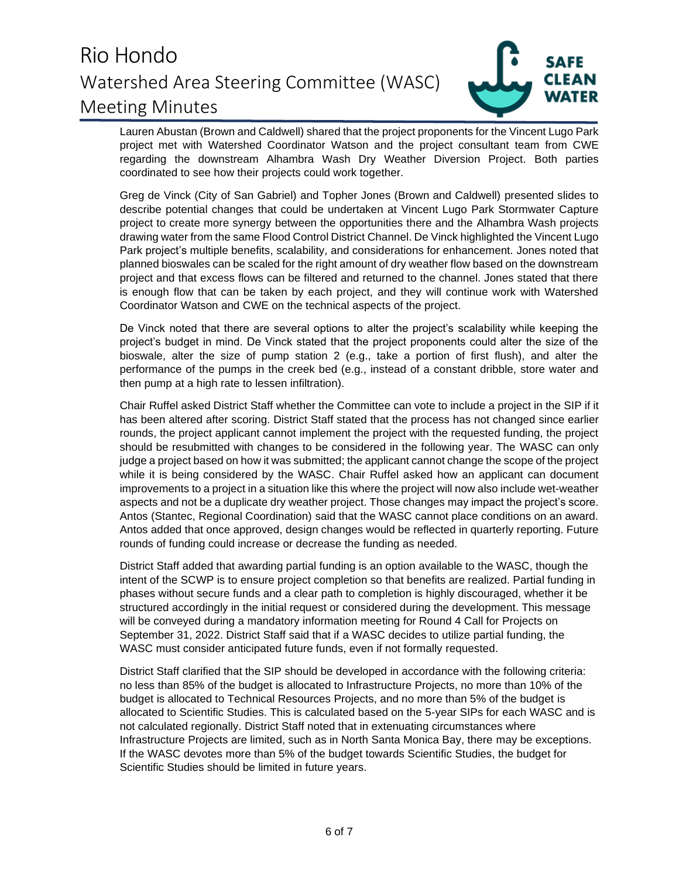Lauren Abustan (Brown and Caldwell) shared that the project proponents for the Vincent Lugo Park project met with Watershed Coordinator Watson and the project consultant team from CWE regarding the downstream Alhambra Wash Dry Weather Diversion Project. Both parties coordinated to see how their projects could work together.

Greg de Vinck (City of San Gabriel) and Topher Jones (Brown and Caldwell) presented slides to describe potential changes that could be undertaken at Vincent Lugo Park Stormwater Capture project to create more synergy between the opportunities there and the Alhambra Wash projects drawing water from the same Flood Control District Channel. De Vinck highlighted the Vincent Lugo Park project's multiple benefits, scalability, and considerations for enhancement. Jones noted that planned bioswales can be scaled for the right amount of dry weather flow based on the downstream project and that excess flows can be filtered and returned to the channel. Jones stated that there is enough flow that can be taken by each project, and they will continue work with Watershed Coordinator Watson and CWE on the technical aspects of the project.

De Vinck noted that there are several options to alter the project's scalability while keeping the project's budget in mind. De Vinck stated that the project proponents could alter the size of the bioswale, alter the size of pump station 2 (e.g., take a portion of first flush), and alter the performance of the pumps in the creek bed (e.g., instead of a constant dribble, store water and then pump at a high rate to lessen infiltration).

Chair Ruffel asked District Staff whether the Committee can vote to include a project in the SIP if it has been altered after scoring. District Staff stated that the process has not changed since earlier rounds, the project applicant cannot implement the project with the requested funding, the project should be resubmitted with changes to be considered in the following year. The WASC can only judge a project based on how it was submitted; the applicant cannot change the scope of the project while it is being considered by the WASC. Chair Ruffel asked how an applicant can document improvements to a project in a situation like this where the project will now also include wet-weather aspects and not be a duplicate dry weather project. Those changes may impact the project's score. Antos (Stantec, Regional Coordination) said that the WASC cannot place conditions on an award. Antos added that once approved, design changes would be reflected in quarterly reporting. Future rounds of funding could increase or decrease the funding as needed.

District Staff added that awarding partial funding is an option available to the WASC, though the intent of the SCWP is to ensure project completion so that benefits are realized. Partial funding in phases without secure funds and a clear path to completion is highly discouraged, whether it be structured accordingly in the initial request or considered during the development. This message will be conveyed during a mandatory information meeting for Round 4 Call for Projects on September 31, 2022. District Staff said that if a WASC decides to utilize partial funding, the WASC must consider anticipated future funds, even if not formally requested.

District Staff clarified that the SIP should be developed in accordance with the following criteria: no less than 85% of the budget is allocated to Infrastructure Projects, no more than 10% of the budget is allocated to Technical Resources Projects, and no more than 5% of the budget is allocated to Scientific Studies. This is calculated based on the 5-year SIPs for each WASC and is not calculated regionally. District Staff noted that in extenuating circumstances where Infrastructure Projects are limited, such as in North Santa Monica Bay, there may be exceptions. If the WASC devotes more than 5% of the budget towards Scientific Studies, the budget for Scientific Studies should be limited in future years.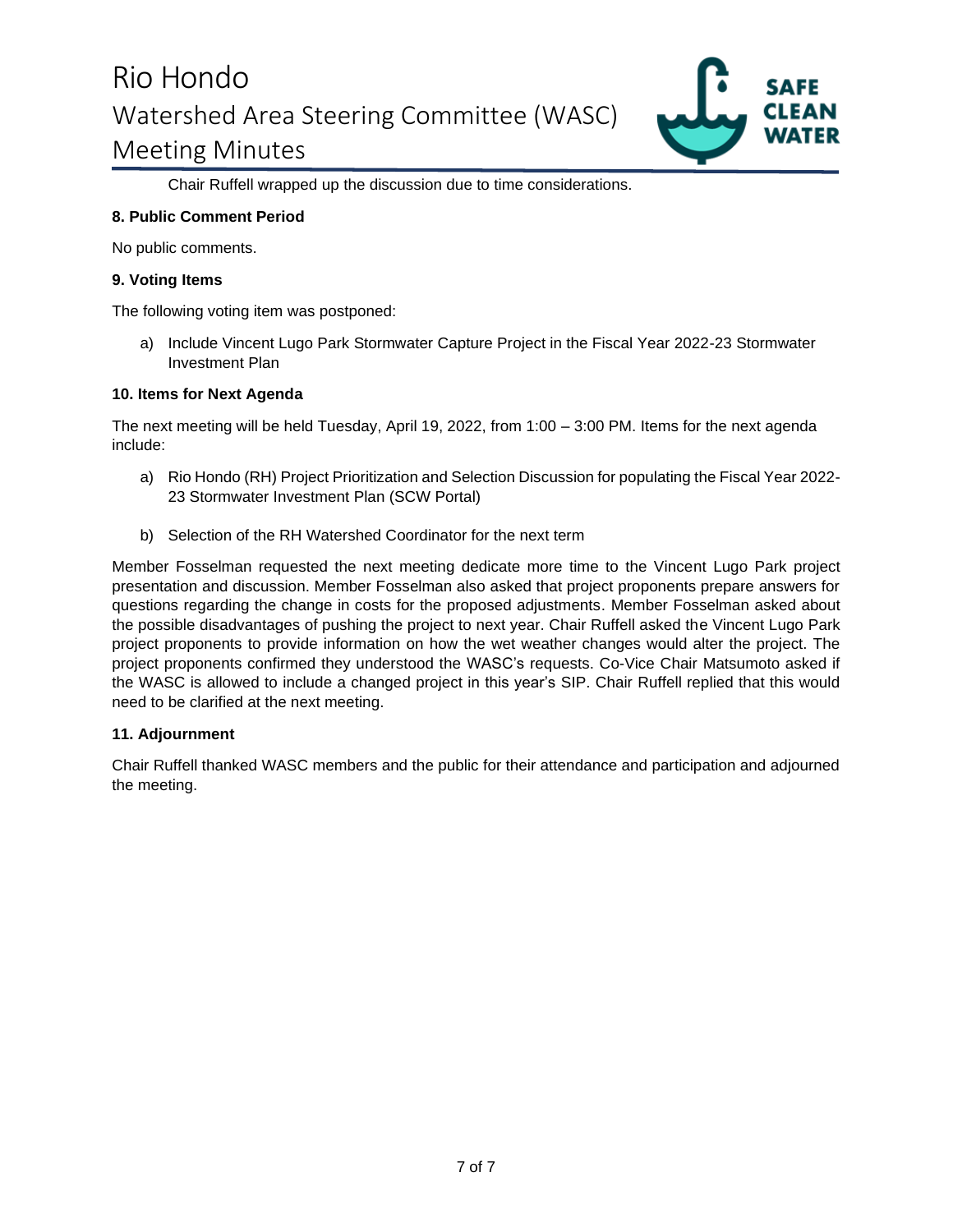Chair Ruffell wrapped up the discussion due to time considerations.

**8. Public Comment Period**

No public comments.

**9. Voting Items**

The following voting item was postponed:

a) Include Vincent Lugo Park Stormwater Capture Project in the Fiscal Year 2022-23 Stormwater Investment Plan

**10. Items for Next Agenda**

The next meeting will be held Tuesday, April 19, 2022, from 1:00 – 3:00 PM. Items for the next agenda include:

a) Rio Hondo (RH) Project Prioritization and Selection Discussion for populating the Fiscal Year 2022-23 Stormwater Investment Plan (SCW Portal)

b) Selection of the RH Watershed Coordinator for the next term

Member Fosselman requested the next meeting dedicate more time to the Vincent Lugo Park project presentation and discussion. Member Fosselman also asked that project proponents prepare answers for questions regarding the change in costs for the proposed adjustments. Member Fosselman asked about the possible disadvantages of pushing the project to next year. Chair Ruffell asked the Vincent Lugo Park project proponents to provide information on how the wet weather changes would alter the project. The project proponents confirmed they understood the WASC's requests. Co-Vice Chair Matsumoto asked if the WASC is allowed to include a changed project in this year's SIP. Chair Ruffell replied that this would need to be clarified at the next meeting.

**11. Adjournment**

Chair Ruffell thanked WASC members and the public for their attendance and participation and adjourned the meeting.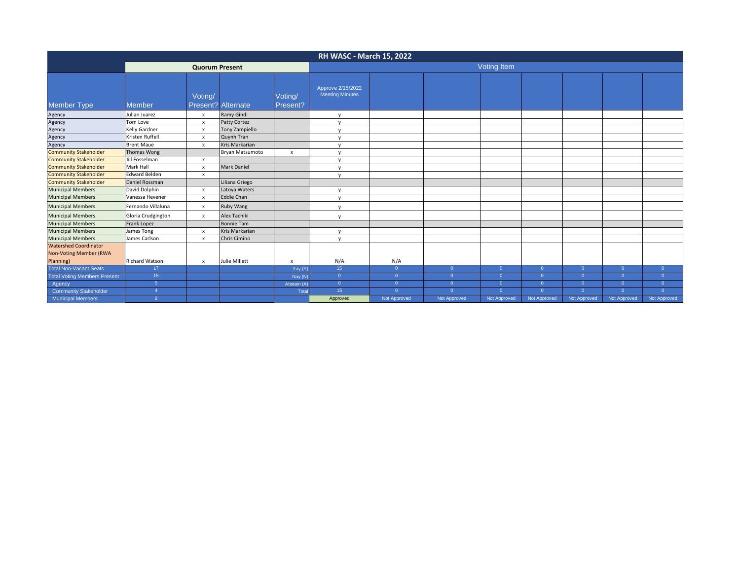# RH WASC - March 15, 2022

| Member Type | Member | Voting/ Present? | Alternate | Voting/ Present? | Approve 2/15/2022 Meeting Minutes | | | | | | | |
|---|---|---|---|---|---|---|---|---|---|---|---|---|
| | **Quorum Present** | | | | Voting Item | | | | | | | |
| Agency | Julian Juarez | x | Ramy Gindi | | y | | | | | | | |
| Agency | Tom Love | x | Patty Cortez | | y | | | | | | | |
| Agency | Kelly Gardner | x | Tony Zampiello | | y | | | | | | | |
| Agency | Kristen Ruffell | x | Quynh Tran | | y | | | | | | | |
| Agency | Brent Maue | x | Kris Markarian | | y | | | | | | | |
| Community Stakeholder | Thomas Wong | | Bryan Matsumoto | x | y | | | | | | | |
| Community Stakeholder | Jill Fosselman | x | | | y | | | | | | | |
| Community Stakeholder | Mark Hall | x | Mark Daniel | | y | | | | | | | |
| Community Stakeholder | Edward Belden | x | | | y | | | | | | | |
| Community Stakeholder | Daniel Rossman | | Liliana Griego | | | | | | | | | |
| Municipal Members | David Dolphin | x | Latoya Waters | | y | | | | | | | |
| Municipal Members | Vanessa Hevener | x | Eddie Chan | | y | | | | | | | |
| Municipal Members | Fernando Villaluna | x | Ruby Wang | | y | | | | | | | |
| Municipal Members | Gloria Crudgington | x | Alex Tachiki | | y | | | | | | | |
| Municipal Members | Frank Lopez | | Bonnie Tam | | | | | | | | | |
| Municipal Members | James Tong | x | Kris Markarian | | y | | | | | | | |
| Municipal Members | James Carlson | x | Chris Cimino | | y | | | | | | | |
| Watershed Coordinator Non-Voting Member (RWA Planning) | Richard Watson | x | Julie Millett | x | N/A | N/A | | | | | | |
| Total Non-Vacant Seats | 17 | | | Yay (Y) | 15 | 0 | 0 | 0 | 0 | 0 | 0 | 0 |
| Total Voting Members Present | 15 | | | Nay (N) | 0 | 0 | 0 | 0 | 0 | 0 | 0 | 0 |
| Agency | 5 | | | Abstain (A) | 0 | 0 | 0 | 0 | 0 | 0 | 0 | 0 |
| Community Stakeholder | 4 | | | Total | 15 | 0 | 0 | 0 | 0 | 0 | 0 | 0 |
| Municipal Members | 6 | | | | Approved | Not Approved | Not Approved | Not Approved | Not Approved | Not Approved | Not Approved | Not Approved |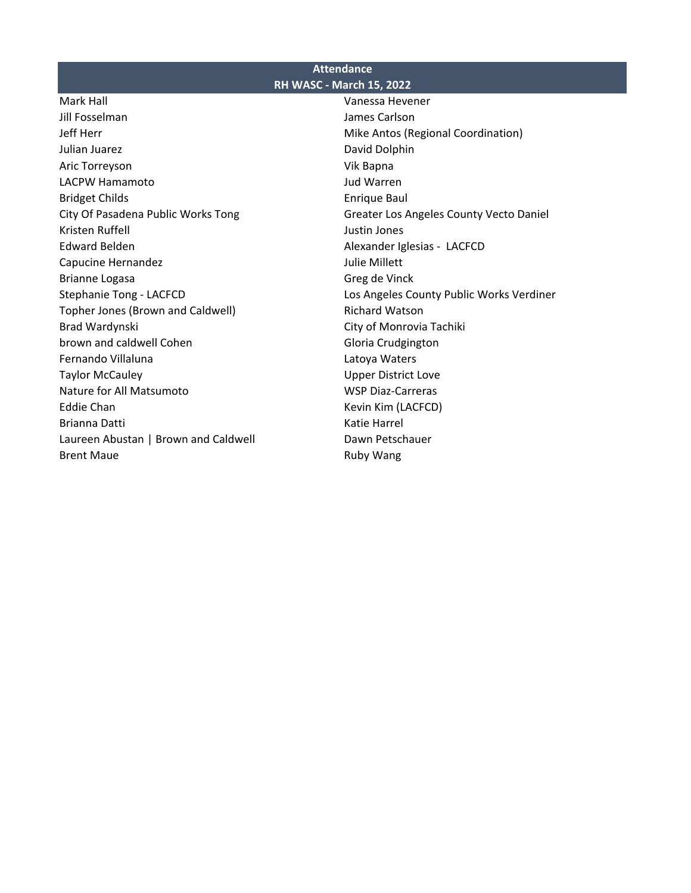| Attendance<br>RH WASC - March 15, 2022 | |
|---|---|
| Mark Hall | Vanessa Hevener |
| Jill Fosselman | James Carlson |
| Jeff Herr | Mike Antos (Regional Coordination) |
| Julian Juarez | David Dolphin |
| Aric Torreyson | Vik Bapna |
| LACPW Hamamoto | Jud Warren |
| Bridget Childs | Enrique Baul |
| City Of Pasadena Public Works Tong | Greater Los Angeles County Vecto Daniel |
| Kristen Ruffell | Justin Jones |
| Edward Belden | Alexander Iglesias - LACFCD |
| Capucine Hernandez | Julie Millett |
| Brianne Logasa | Greg de Vinck |
| Stephanie Tong - LACFCD | Los Angeles County Public Works Verdiner |
| Topher Jones (Brown and Caldwell) | Richard Watson |
| Brad Wardynski | City of Monrovia Tachiki |
| brown and caldwell Cohen | Gloria Crudgington |
| Fernando Villaluna | Latoya Waters |
| Taylor McCauley | Upper District Love |
| Nature for All Matsumoto | WSP Diaz-Carreras |
| Eddie Chan | Kevin Kim (LACFCD) |
| Brianna Datti | Katie Harrel |
| Laureen Abustan \| Brown and Caldwell | Dawn Petschauer |
| Brent Maue | Ruby Wang |